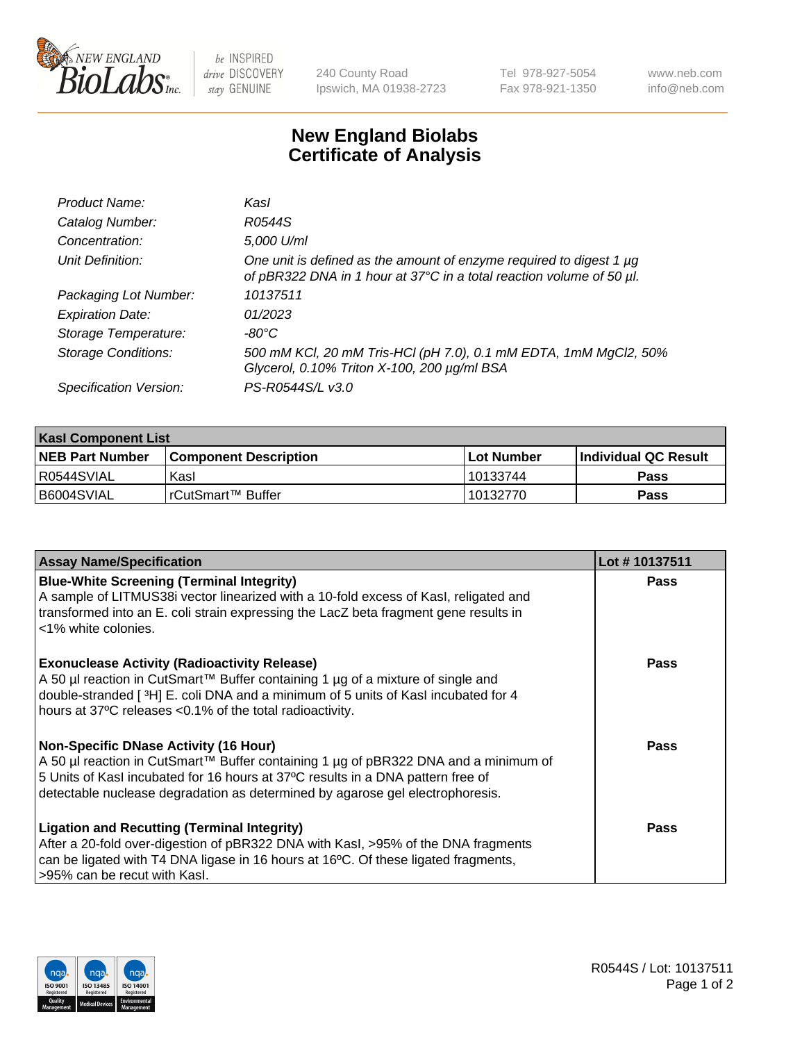New England BioLabs Inc. — be INSPIRED drive DISCOVERY stay GENUINE

240 County Road
Ipswich, MA 01938-2723

Tel 978-927-5054
Fax 978-921-1350

www.neb.com
info@neb.com

# New England Biolabs Certificate of Analysis

| | |
|---|---|
| *Product Name:* | *KasI* |
| *Catalog Number:* | *R0544S* |
| *Concentration:* | *5,000 U/ml* |
| *Unit Definition:* | *One unit is defined as the amount of enzyme required to digest 1 µg of pBR322 DNA in 1 hour at 37°C in a total reaction volume of 50 µl.* |
| *Packaging Lot Number:* | *10137511* |
| *Expiration Date:* | *01/2023* |
| *Storage Temperature:* | *-80°C* |
| *Storage Conditions:* | *500 mM KCl, 20 mM Tris-HCl (pH 7.0), 0.1 mM EDTA, 1mM $MgCl_2$, 50% Glycerol, 0.10% Triton X-100, 200 µg/ml BSA* |
| *Specification Version:* | *PS-R0544S/L v3.0* |

| KasI Component List | | | |
|---|---|---|---|
| **NEB Part Number** | **Component Description** | **Lot Number** | **Individual QC Result** |
| R0544SVIAL | KasI | 10133744 | **Pass** |
| B6004SVIAL | rCutSmart™ Buffer | 10132770 | **Pass** |

| Assay Name/Specification | Lot # 10137511 |
|---|---|
| **Blue-White Screening (Terminal Integrity)** A sample of LITMUS38i vector linearized with a 10-fold excess of KasI, religated and transformed into an E. coli strain expressing the LacZ beta fragment gene results in <1% white colonies. | **Pass** |
| **Exonuclease Activity (Radioactivity Release)** A 50 µl reaction in CutSmart™ Buffer containing 1 µg of a mixture of single and double-stranded [ $^3$H] E. coli DNA and a minimum of 5 units of KasI incubated for 4 hours at 37ºC releases <0.1% of the total radioactivity. | **Pass** |
| **Non-Specific DNase Activity (16 Hour)** A 50 µl reaction in CutSmart™ Buffer containing 1 µg of pBR322 DNA and a minimum of 5 Units of KasI incubated for 16 hours at 37ºC results in a DNA pattern free of detectable nuclease degradation as determined by agarose gel electrophoresis. | **Pass** |
| **Ligation and Recutting (Terminal Integrity)** After a 20-fold over-digestion of pBR322 DNA with KasI, >95% of the DNA fragments can be ligated with T4 DNA ligase in 16 hours at 16ºC. Of these ligated fragments, >95% can be recut with KasI. | **Pass** |

R0544S / Lot: 10137511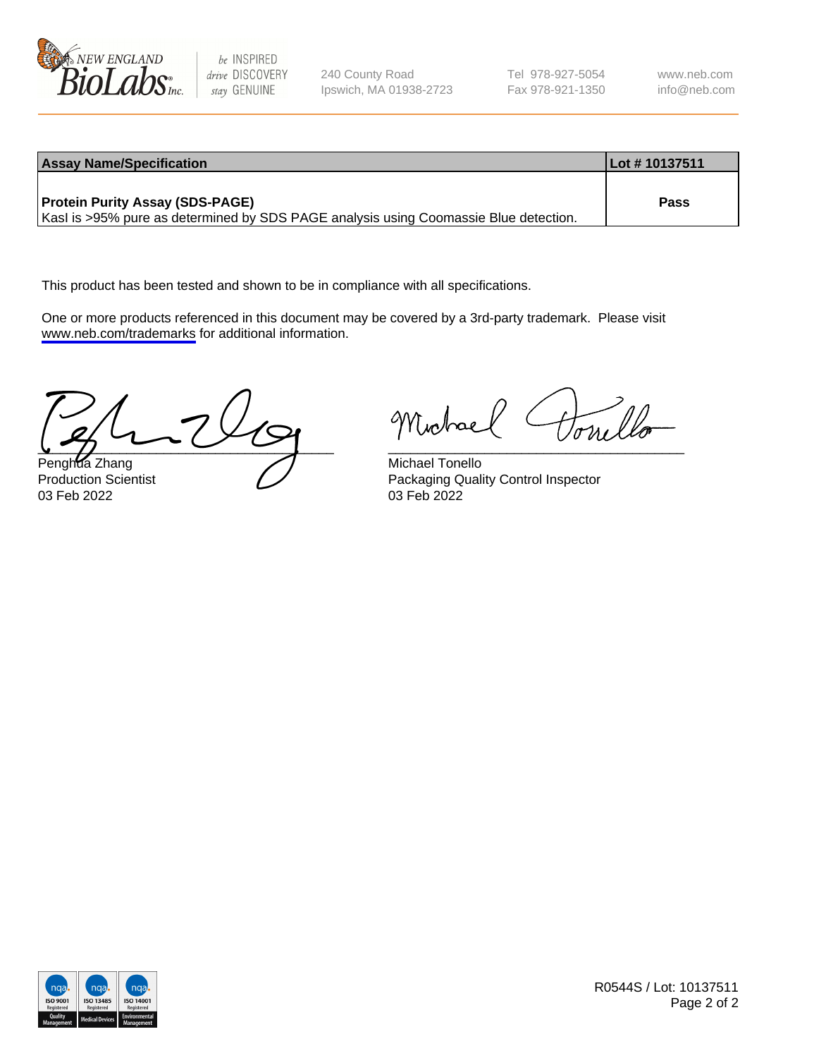| Assay Name/Specification | Lot # 10137511 |
| --- | --- |
| **Protein Purity Assay (SDS-PAGE)**<br>KasI is >95% pure as determined by SDS PAGE analysis using Coomassie Blue detection. | **Pass** |

This product has been tested and shown to be in compliance with all specifications.

One or more products referenced in this document may be covered by a 3rd-party trademark. Please visit www.neb.com/trademarks for additional information.

Penghua Zhang
Production Scientist
03 Feb 2022

Michael Tonello
Packaging Quality Control Inspector
03 Feb 2022

R0544S / Lot: 10137511